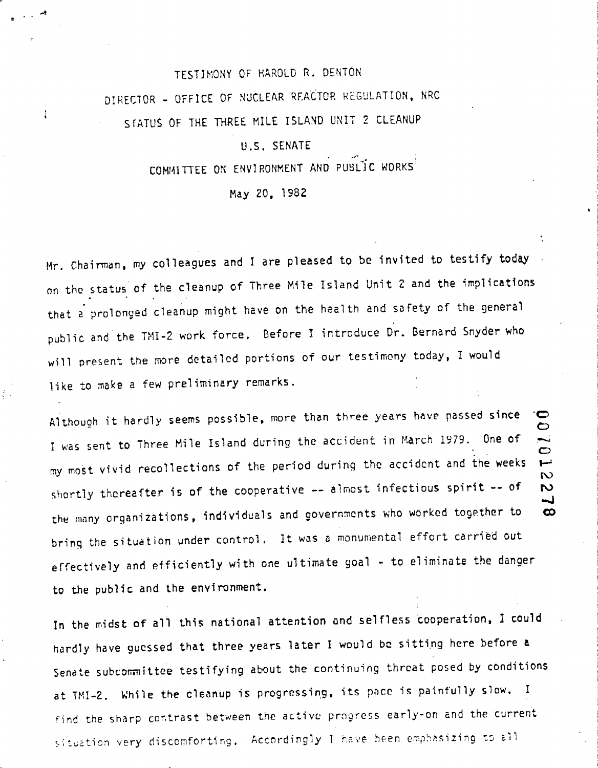TESTIMONY OF HAROLD R. DENTON

DIRECTOR - OFFICE OF NUCLEAR REACTOR REGULATION, NRC

STATUS OF THE THREE MILE ISLAND UNIT 2 CLEANUP

U.S. SENATE

COMMITTEE ON ENVIRONMENT AND PUBLIC WORKS

May 20, 1982

Mr. Chairman, my colleagues and I are pleased to be invited to testify today on the status of the cleanup of Three Mile Island Unit 2 and the implications that a prolonged cleanup might have on the health and safety of the general public and the TMI-2 work force. Before I introduce Dr. Bernard Snyder who will present the more detailed portions of our testimony today, I would like to make a few preliminary remarks.

Although it hardly seems possible, more than three years have passed since I was sent to Three Mile Island during the accident in March 1979. One of my most vivid recollections of the period during the accident and the weeks shortly thereafter is of the cooperative -- almost infectious spirit -- of the many organizations, individuals and governments who worked together to bring the situation under control. It was a monumental effort carried out effectively and efficiently with one ultimate goal - to eliminate the danger to the public and the environment.

In the midst of all this national attention and selfless cooperation, I could hardly have guessed that three years later I would be sitting here before a Senate subcommittee testifying about the continuing threat posed by conditions at TMI-2. While the cleanup is progressing, its pace is painfully slow. I find the sharp contrast between the active progress early-on and the current situation very discomforting. Accordingly I have been emphasizing to all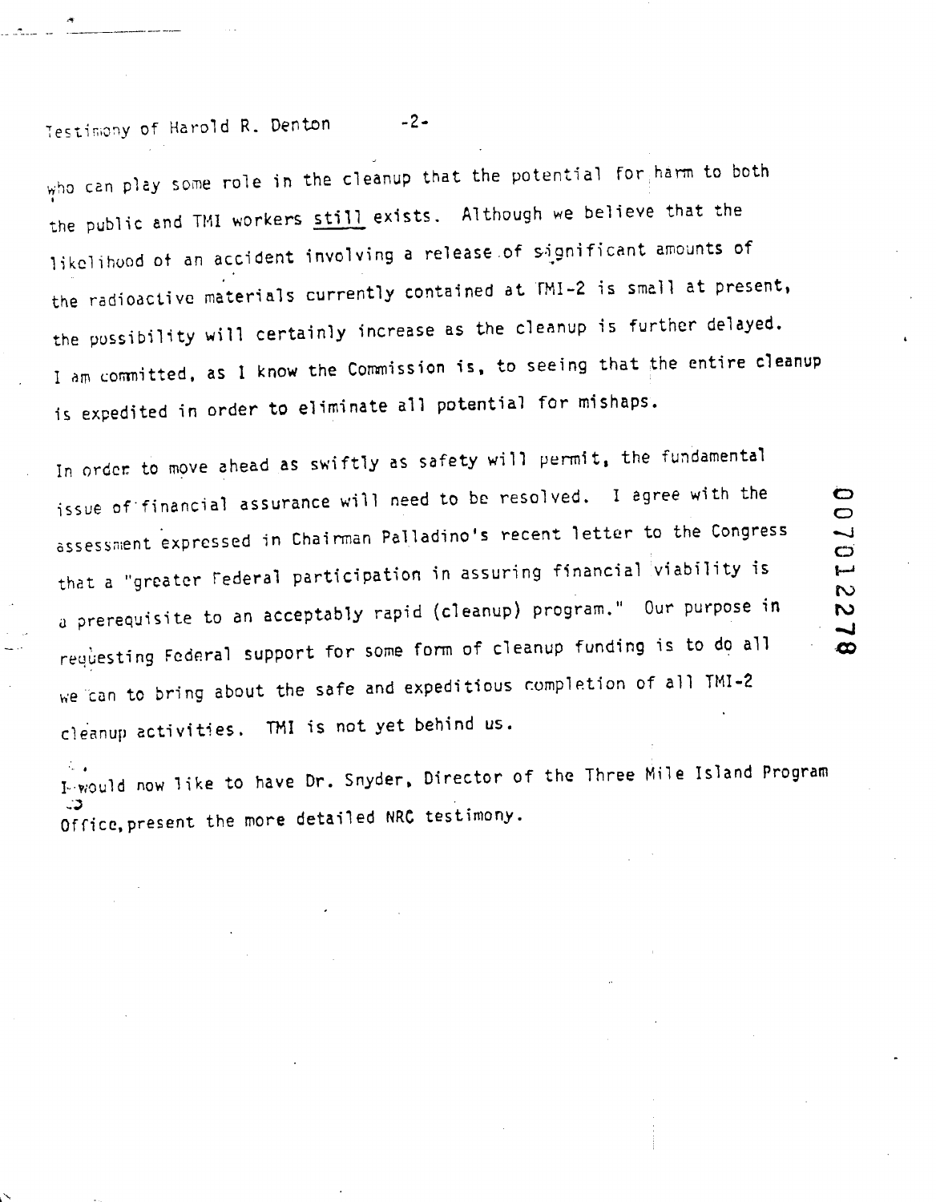who can play some role in the cleanup that the potential for harm to both the public and TMI workers <u>still</u> exists. Although we believe that the likelihood of an accident involving a release of significant amounts of the radioactive materials currently contained at TMI-2 is small at present, the possibility will certainly increase as the cleanup is further delayed. I am committed, as I know the Commission is, to seeing that the entire cleanup is expedited in order to eliminate all potential for mishaps.

In order to move ahead as swiftly as safety will permit, the fundamental issue of financial assurance will need to be resolved. I agree with the assessment expressed in Chairman Palladino's recent letter to the Congress that a "greater Federal participation in assuring financial viability is a prerequisite to an acceptably rapid (cleanup) program." Our purpose in requesting Federal support for some form of cleanup funding is to do all we can to bring about the safe and expeditious completion of all TMI-2 cleanup activities. TMI is not yet behind us.

I would now like to have Dr. Snyder, Director of the Three Mile Island Program Office, present the more detailed NRC testimony.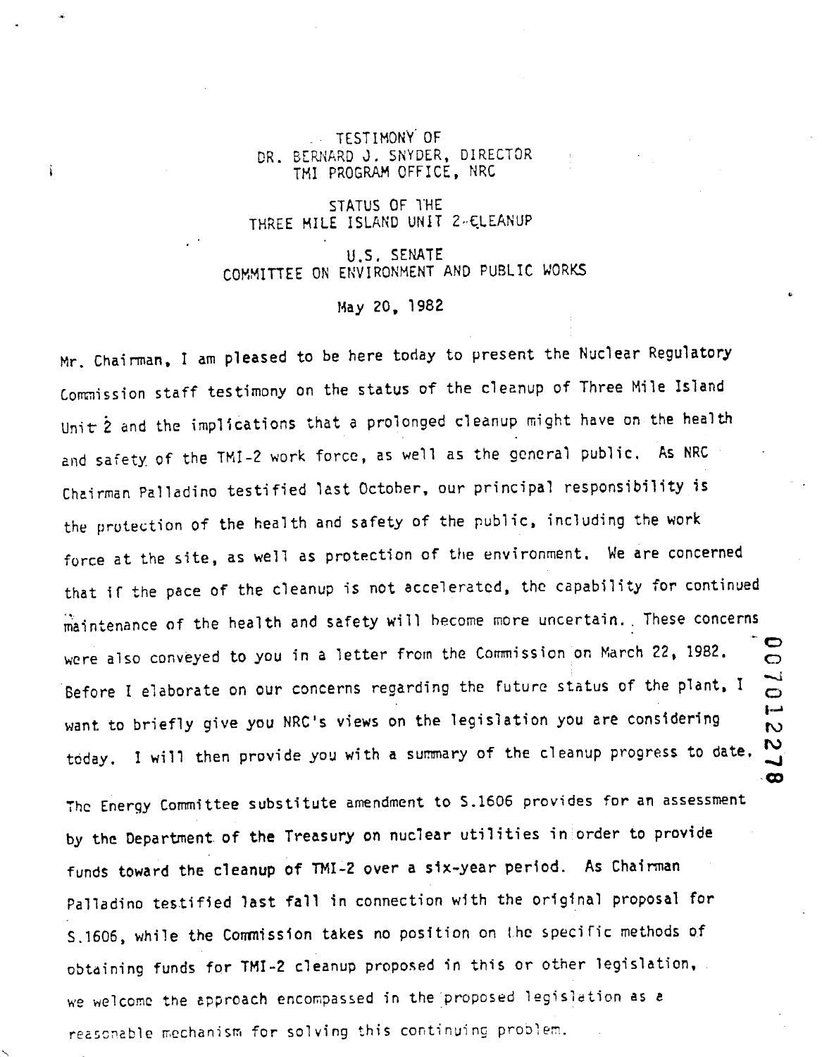TESTIMONY OF
DR. BERNARD J. SNYDER, DIRECTOR
TMI PROGRAM OFFICE, NRC

STATUS OF THE
THREE MILE ISLAND UNIT 2 CLEANUP

U.S. SENATE
COMMITTEE ON ENVIRONMENT AND PUBLIC WORKS

May 20, 1982

Mr. Chairman, I am pleased to be here today to present the Nuclear Regulatory Commission staff testimony on the status of the cleanup of Three Mile Island Unit 2 and the implications that a prolonged cleanup might have on the health and safety of the TMI-2 work force, as well as the general public. As NRC Chairman Palladino testified last October, our principal responsibility is the protection of the health and safety of the public, including the work force at the site, as well as protection of the environment. We are concerned that if the pace of the cleanup is not accelerated, the capability for continued maintenance of the health and safety will become more uncertain. These concerns were also conveyed to you in a letter from the Commission on March 22, 1982. Before I elaborate on our concerns regarding the future status of the plant, I want to briefly give you NRC's views on the legislation you are considering today. I will then provide you with a summary of the cleanup progress to date.

The Energy Committee substitute amendment to S.1606 provides for an assessment by the Department of the Treasury on nuclear utilities in order to provide funds toward the cleanup of TMI-2 over a six-year period. As Chairman Palladino testified last fall in connection with the original proposal for S.1606, while the Commission takes no position on the specific methods of obtaining funds for TMI-2 cleanup proposed in this or other legislation, we welcome the approach encompassed in the proposed legislation as a reasonable mechanism for solving this continuing problem.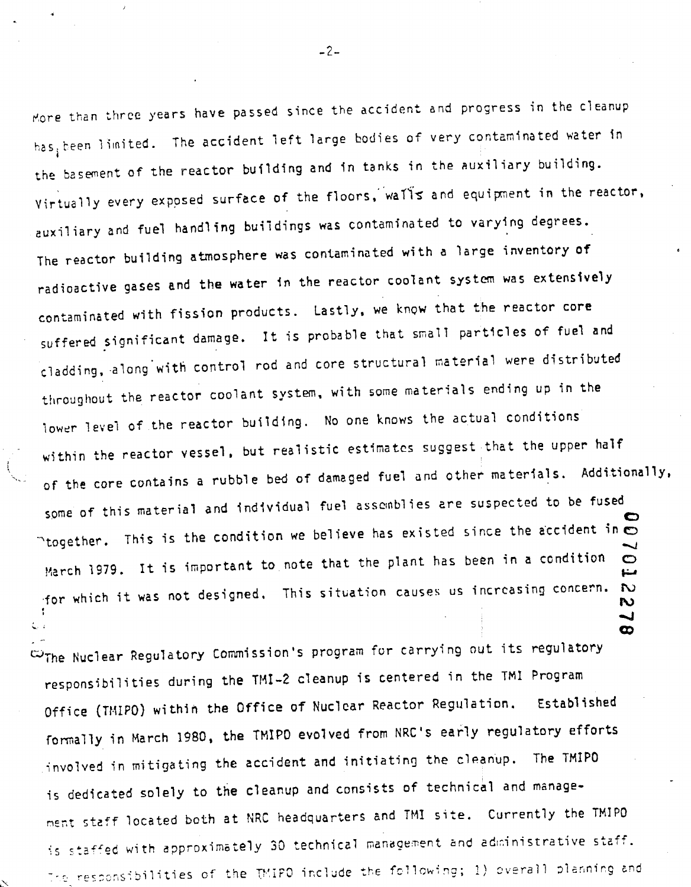More than three years have passed since the accident and progress in the cleanup has been limited. The accident left large bodies of very contaminated water in the basement of the reactor building and in tanks in the auxiliary building. Virtually every exposed surface of the floors, walls and equipment in the reactor, auxiliary and fuel handling buildings was contaminated to varying degrees. The reactor building atmosphere was contaminated with a large inventory of radioactive gases and the water in the reactor coolant system was extensively contaminated with fission products. Lastly, we know that the reactor core suffered significant damage. It is probable that small particles of fuel and cladding, along with control rod and core structural material were distributed throughout the reactor coolant system, with some materials ending up in the lower level of the reactor building. No one knows the actual conditions within the reactor vessel, but realistic estimates suggest that the upper half of the core contains a rubble bed of damaged fuel and other materials. Additionally, some of this material and individual fuel assemblies are suspected to be fused together. This is the condition we believe has existed since the accident in March 1979. It is important to note that the plant has been in a condition for which it was not designed. This situation causes us increasing concern.

The Nuclear Regulatory Commission's program for carrying out its regulatory responsibilities during the TMI-2 cleanup is centered in the TMI Program Office (TMIPO) within the Office of Nuclear Reactor Regulation. Established formally in March 1980, the TMIPO evolved from NRC's early regulatory efforts involved in mitigating the accident and initiating the cleanup. The TMIPO is dedicated solely to the cleanup and consists of technical and management staff located both at NRC headquarters and TMI site. Currently the TMIPO is staffed with approximately 30 technical management and administrative staff. The responsibilities of the TMIPO include the following; 1) overall planning and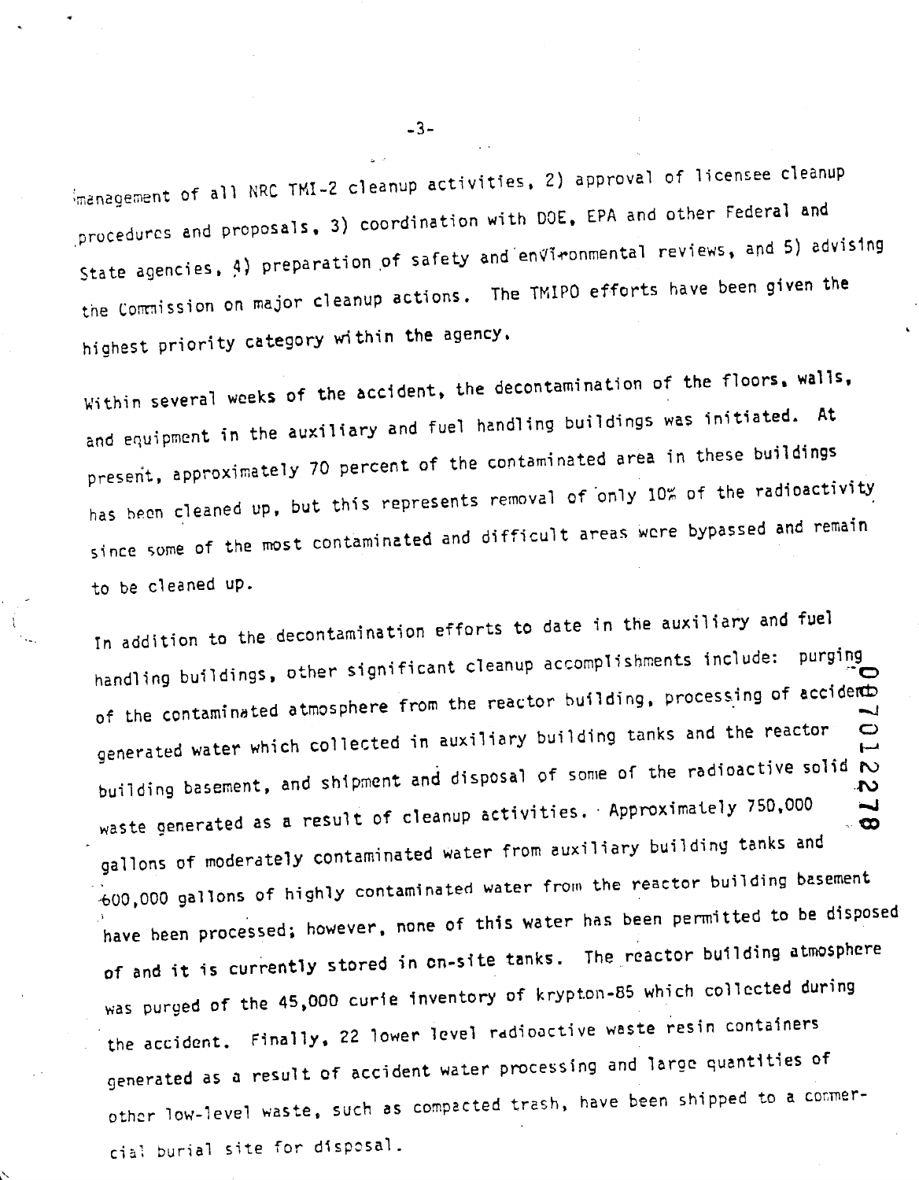management of all NRC TMI-2 cleanup activities, 2) approval of licensee cleanup procedures and proposals, 3) coordination with DOE, EPA and other Federal and State agencies, 4) preparation of safety and environmental reviews, and 5) advising the Commission on major cleanup actions. The TMIPO efforts have been given the highest priority category within the agency.

Within several weeks of the accident, the decontamination of the floors, walls, and equipment in the auxiliary and fuel handling buildings was initiated. At present, approximately 70 percent of the contaminated area in these buildings has been cleaned up, but this represents removal of only 10% of the radioactivity since some of the most contaminated and difficult areas were bypassed and remain to be cleaned up.

In addition to the decontamination efforts to date in the auxiliary and fuel handling buildings, other significant cleanup accomplishments include: purging of the contaminated atmosphere from the reactor building, processing of accident generated water which collected in auxiliary building tanks and the reactor building basement, and shipment and disposal of some of the radioactive solid waste generated as a result of cleanup activities. Approximately 750,000 gallons of moderately contaminated water from auxiliary building tanks and 600,000 gallons of highly contaminated water from the reactor building basement have been processed; however, none of this water has been permitted to be disposed of and it is currently stored in on-site tanks. The reactor building atmosphere was purged of the 45,000 curie inventory of krypton-85 which collected during the accident. Finally, 22 lower level radioactive waste resin containers generated as a result of accident water processing and large quantities of other low-level waste, such as compacted trash, have been shipped to a commercial burial site for disposal.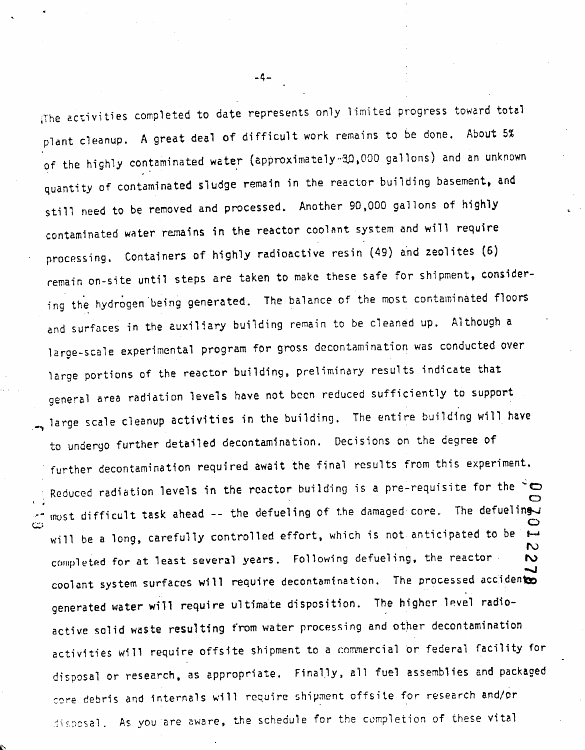The activities completed to date represents only limited progress toward total plant cleanup. A great deal of difficult work remains to be done. About 5% of the highly contaminated water (approximately 30,000 gallons) and an unknown quantity of contaminated sludge remain in the reactor building basement, and still need to be removed and processed. Another 90,000 gallons of highly contaminated water remains in the reactor coolant system and will require processing. Containers of highly radioactive resin (49) and zeolites (6) remain on-site until steps are taken to make these safe for shipment, considering the hydrogen being generated. The balance of the most contaminated floors and surfaces in the auxiliary building remain to be cleaned up. Although a large-scale experimental program for gross decontamination was conducted over large portions of the reactor building, preliminary results indicate that general area radiation levels have not been reduced sufficiently to support large scale cleanup activities in the building. The entire building will have to undergo further detailed decontamination. Decisions on the degree of further decontamination required await the final results from this experiment. Reduced radiation levels in the reactor building is a pre-requisite for the most difficult task ahead -- the defueling of the damaged core. The defueling will be a long, carefully controlled effort, which is not anticipated to be completed for at least several years. Following defueling, the reactor coolant system surfaces will require decontamination. The processed accident generated water will require ultimate disposition. The higher level radioactive solid waste resulting from water processing and other decontamination activities will require offsite shipment to a commercial or federal facility for disposal or research, as appropriate. Finally, all fuel assemblies and packaged core debris and internals will require shipment offsite for research and/or disposal. As you are aware, the schedule for the completion of these vital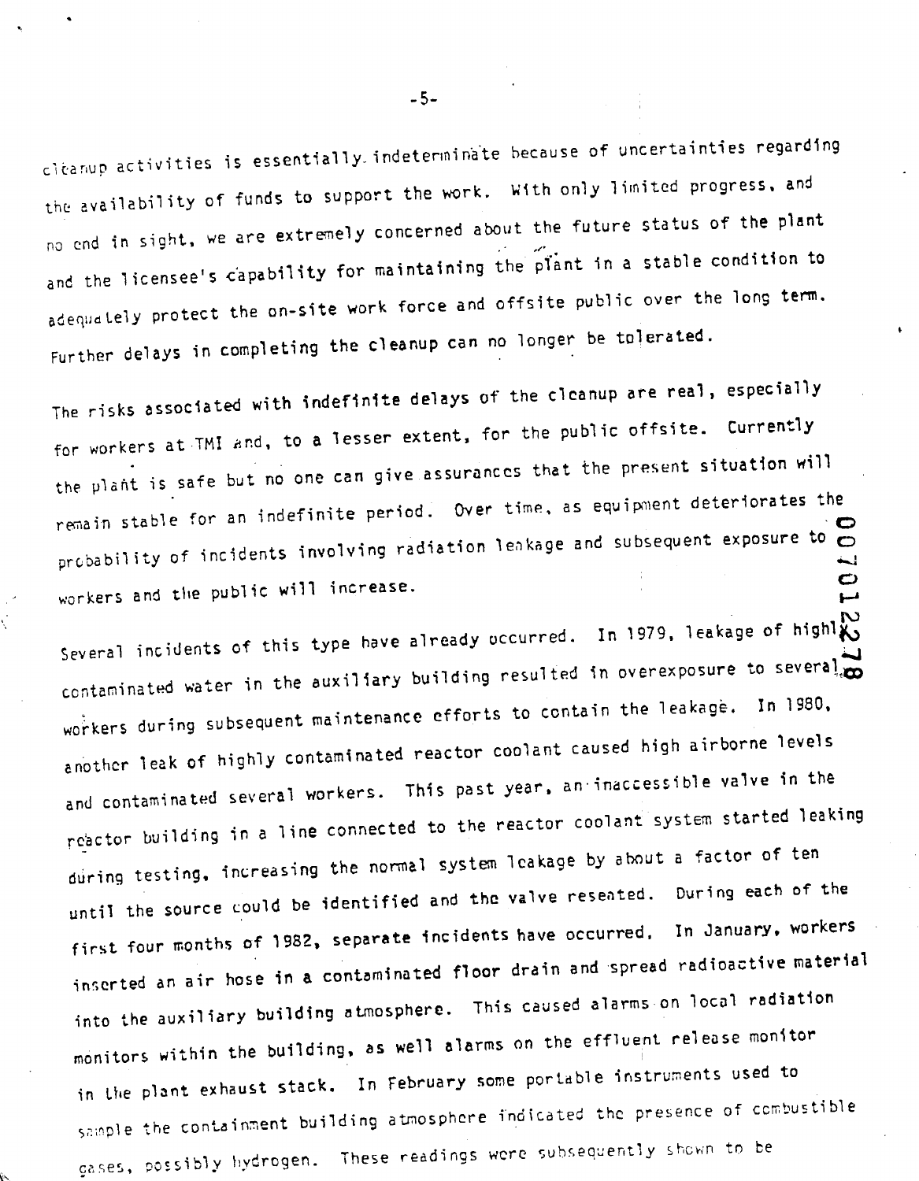cleanup activities is essentially indeterminate because of uncertainties regarding the availability of funds to support the work. With only limited progress, and no end in sight, we are extremely concerned about the future status of the plant and the licensee's capability for maintaining the plant in a stable condition to adequately protect the on-site work force and offsite public over the long term. Further delays in completing the cleanup can no longer be tolerated.

The risks associated with indefinite delays of the cleanup are real, especially for workers at TMI and, to a lesser extent, for the public offsite. Currently the plant is safe but no one can give assurances that the present situation will remain stable for an indefinite period. Over time, as equipment deteriorates the probability of incidents involving radiation leakage and subsequent exposure to workers and the public will increase.

Several incidents of this type have already occurred. In 1979, leakage of highly contaminated water in the auxiliary building resulted in overexposure to several workers during subsequent maintenance efforts to contain the leakage. In 1980, another leak of highly contaminated reactor coolant caused high airborne levels and contaminated several workers. This past year, an inaccessible valve in the reactor building in a line connected to the reactor coolant system started leaking during testing, increasing the normal system leakage by about a factor of ten until the source could be identified and the valve reseated. During each of the first four months of 1982, separate incidents have occurred. In January, workers inserted an air hose in a contaminated floor drain and spread radioactive material into the auxiliary building atmosphere. This caused alarms on local radiation monitors within the building, as well alarms on the effluent release monitor in the plant exhaust stack. In February some portable instruments used to sample the containment building atmosphere indicated the presence of combustible gases, possibly hydrogen. These readings were subsequently shown to be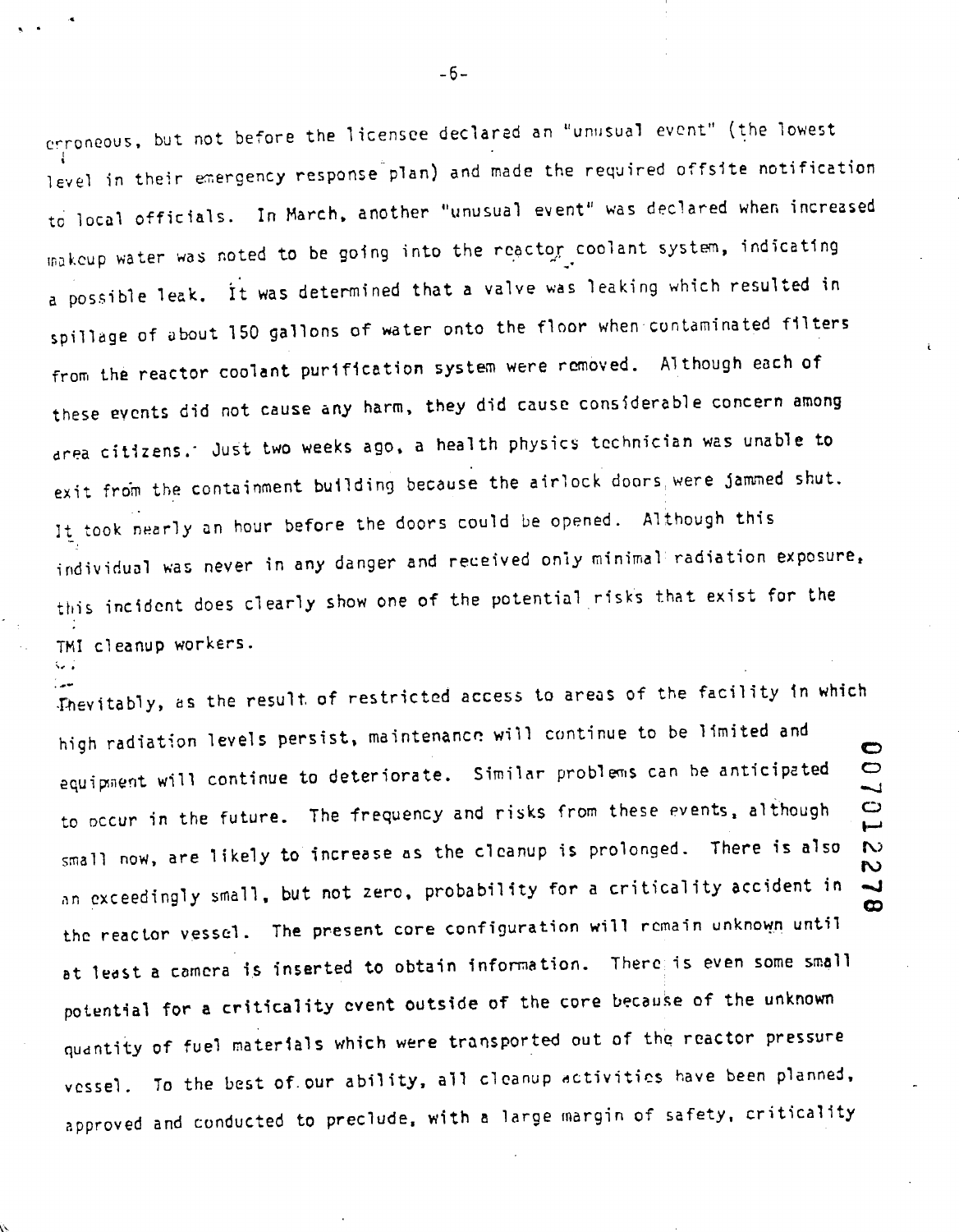erroneous, but not before the licensee declared an "unusual event" (the lowest level in their emergency response plan) and made the required offsite notification to local officials. In March, another "unusual event" was declared when increased makeup water was noted to be going into the reactor coolant system, indicating a possible leak. It was determined that a valve was leaking which resulted in spillage of about 150 gallons of water onto the floor when contaminated filters from the reactor coolant purification system were removed. Although each of these events did not cause any harm, they did cause considerable concern among area citizens. Just two weeks ago, a health physics technician was unable to exit from the containment building because the airlock doors were jammed shut. It took nearly an hour before the doors could be opened. Although this individual was never in any danger and received only minimal radiation exposure, this incident does clearly show one of the potential risks that exist for the TMI cleanup workers.

Inevitably, as the result of restricted access to areas of the facility in which high radiation levels persist, maintenance will continue to be limited and equipment will continue to deteriorate. Similar problems can be anticipated to occur in the future. The frequency and risks from these events, although small now, are likely to increase as the cleanup is prolonged. There is also an exceedingly small, but not zero, probability for a criticality accident in the reactor vessel. The present core configuration will remain unknown until at least a camera is inserted to obtain information. There is even some small potential for a criticality event outside of the core because of the unknown quantity of fuel materials which were transported out of the reactor pressure vessel. To the best of our ability, all cleanup activities have been planned, approved and conducted to preclude, with a large margin of safety, criticality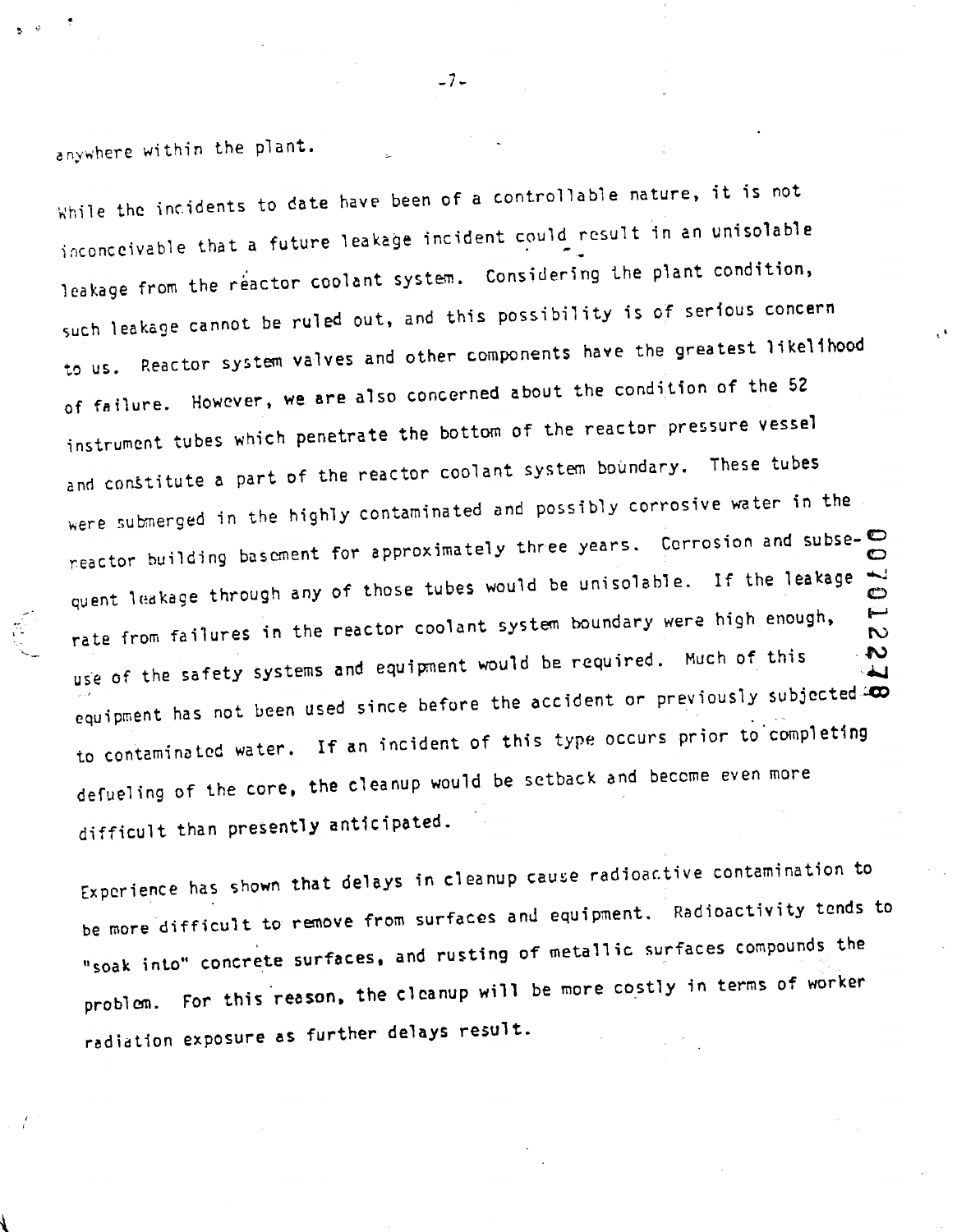anywhere within the plant.

While the incidents to date have been of a controllable nature, it is not inconceivable that a future leakage incident could result in an unisolable leakage from the reactor coolant system. Considering the plant condition, such leakage cannot be ruled out, and this possibility is of serious concern to us. Reactor system valves and other components have the greatest likelihood of failure. However, we are also concerned about the condition of the 52 instrument tubes which penetrate the bottom of the reactor pressure vessel and constitute a part of the reactor coolant system boundary. These tubes were submerged in the highly contaminated and possibly corrosive water in the reactor building basement for approximately three years. Corrosion and subsequent leakage through any of those tubes would be unisolable. If the leakage rate from failures in the reactor coolant system boundary were high enough, use of the safety systems and equipment would be required. Much of this equipment has not been used since before the accident or previously subjected to contaminated water. If an incident of this type occurs prior to completing defueling of the core, the cleanup would be setback and become even more difficult than presently anticipated.

Experience has shown that delays in cleanup cause radioactive contamination to be more difficult to remove from surfaces and equipment. Radioactivity tends to "soak into" concrete surfaces, and rusting of metallic surfaces compounds the problem. For this reason, the cleanup will be more costly in terms of worker radiation exposure as further delays result.

0070122278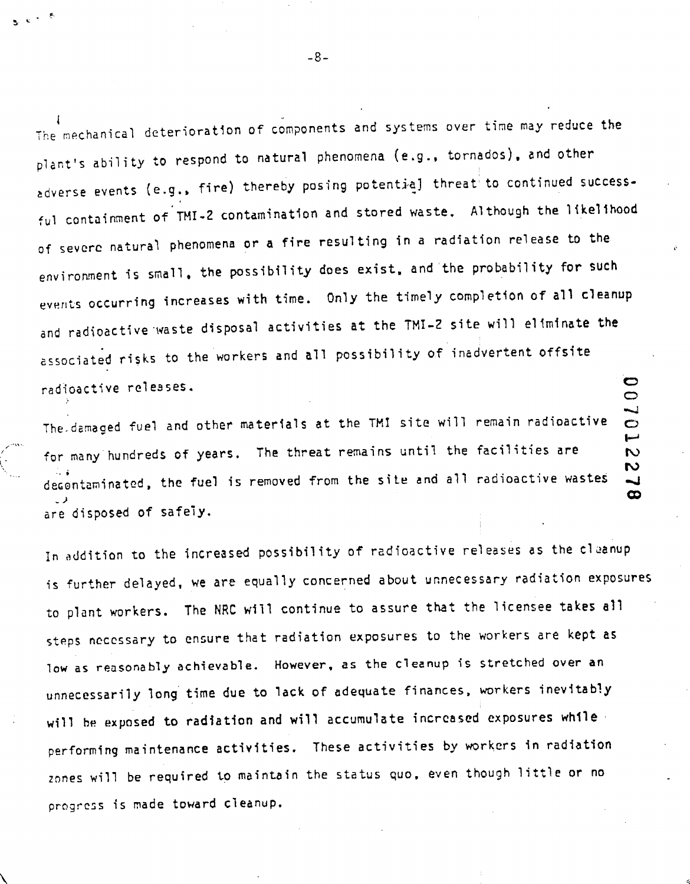The mechanical deterioration of components and systems over time may reduce the plant's ability to respond to natural phenomena (e.g., tornados), and other adverse events (e.g., fire) thereby posing potential threat to continued successful containment of TMI-2 contamination and stored waste. Although the likelihood of severe natural phenomena or a fire resulting in a radiation release to the environment is small, the possibility does exist, and the probability for such events occurring increases with time. Only the timely completion of all cleanup and radioactive waste disposal activities at the TMI-2 site will eliminate the associated risks to the workers and all possibility of inadvertent offsite radioactive releases.

The damaged fuel and other materials at the TMI site will remain radioactive for many hundreds of years. The threat remains until the facilities are decontaminated, the fuel is removed from the site and all radioactive wastes are disposed of safely.

In addition to the increased possibility of radioactive releases as the cleanup is further delayed, we are equally concerned about unnecessary radiation exposures to plant workers. The NRC will continue to assure that the licensee takes all steps necessary to ensure that radiation exposures to the workers are kept as low as reasonably achievable. However, as the cleanup is stretched over an unnecessarily long time due to lack of adequate finances, workers inevitably will be exposed to radiation and will accumulate increased exposures while performing maintenance activities. These activities by workers in radiation zones will be required to maintain the status quo, even though little or no progress is made toward cleanup.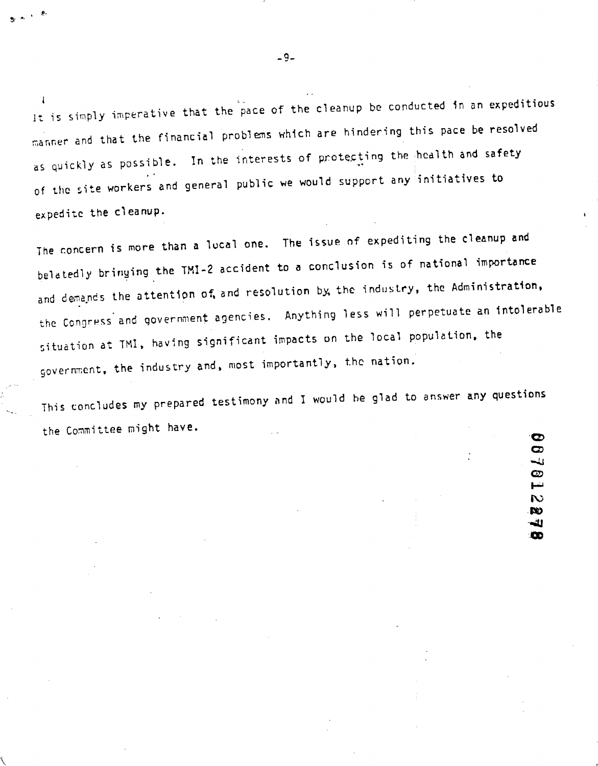It is simply imperative that the pace of the cleanup be conducted in an expeditious manner and that the financial problems which are hindering this pace be resolved as quickly as possible. In the interests of protecting the health and safety of the site workers and general public we would support any initiatives to expedite the cleanup.

The concern is more than a local one. The issue of expediting the cleanup and belatedly bringing the TMI-2 accident to a conclusion is of national importance and demands the attention of, and resolution by, the industry, the Administration, the Congress and government agencies. Anything less will perpetuate an intolerable situation at TMI, having significant impacts on the local population, the government, the industry and, most importantly, the nation.

This concludes my prepared testimony and I would be glad to answer any questions the Committee might have.

8078012278